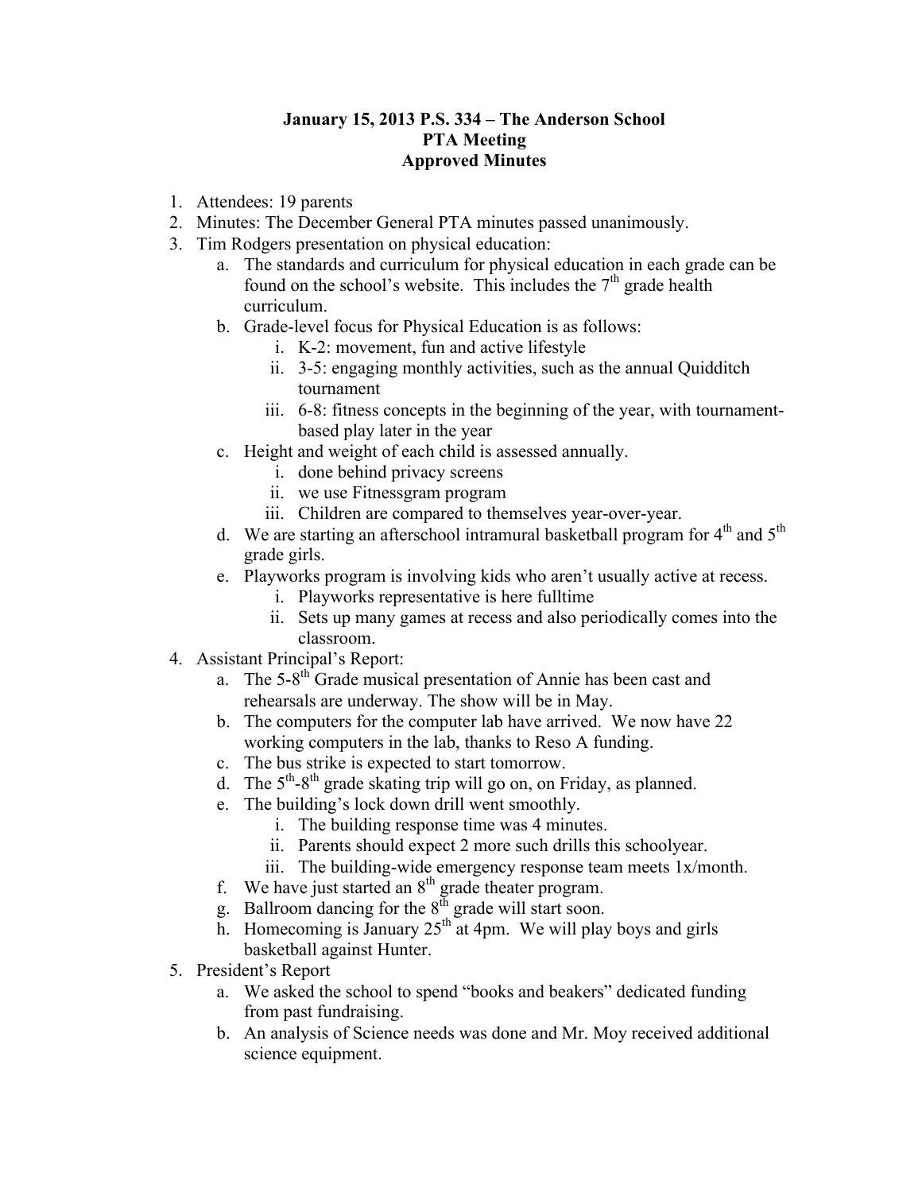# January 15, 2013 P.S. 334 – The Anderson School
## PTA Meeting
## Approved Minutes

1. Attendees: 19 parents
2. Minutes: The December General PTA minutes passed unanimously.
3. Tim Rodgers presentation on physical education:
   a. The standards and curriculum for physical education in each grade can be found on the school's website. This includes the 7th grade health curriculum.
   b. Grade-level focus for Physical Education is as follows:
      i. K-2: movement, fun and active lifestyle
      ii. 3-5: engaging monthly activities, such as the annual Quidditch tournament
      iii. 6-8: fitness concepts in the beginning of the year, with tournament-based play later in the year
   c. Height and weight of each child is assessed annually.
      i. done behind privacy screens
      ii. we use Fitnessgram program
      iii. Children are compared to themselves year-over-year.
   d. We are starting an afterschool intramural basketball program for 4th and 5th grade girls.
   e. Playworks program is involving kids who aren't usually active at recess.
      i. Playworks representative is here fulltime
      ii. Sets up many games at recess and also periodically comes into the classroom.
4. Assistant Principal's Report:
   a. The 5-8th Grade musical presentation of Annie has been cast and rehearsals are underway. The show will be in May.
   b. The computers for the computer lab have arrived. We now have 22 working computers in the lab, thanks to Reso A funding.
   c. The bus strike is expected to start tomorrow.
   d. The 5th-8th grade skating trip will go on, on Friday, as planned.
   e. The building's lock down drill went smoothly.
      i. The building response time was 4 minutes.
      ii. Parents should expect 2 more such drills this schoolyear.
      iii. The building-wide emergency response team meets 1x/month.
   f. We have just started an 8th grade theater program.
   g. Ballroom dancing for the 8th grade will start soon.
   h. Homecoming is January 25th at 4pm. We will play boys and girls basketball against Hunter.
5. President's Report
   a. We asked the school to spend "books and beakers" dedicated funding from past fundraising.
   b. An analysis of Science needs was done and Mr. Moy received additional science equipment.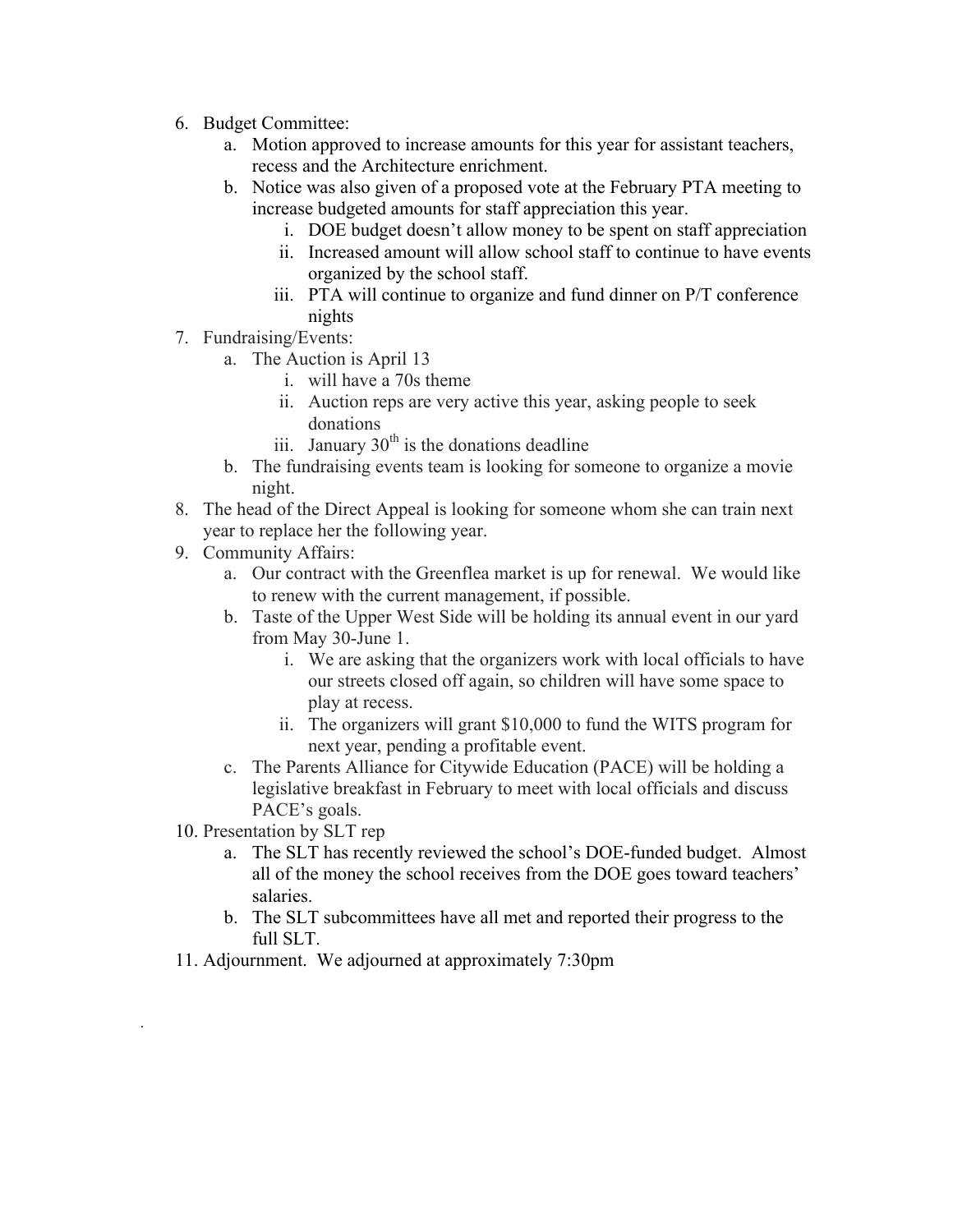6. Budget Committee:
    a. Motion approved to increase amounts for this year for assistant teachers, recess and the Architecture enrichment.
    b. Notice was also given of a proposed vote at the February PTA meeting to increase budgeted amounts for staff appreciation this year.
        i. DOE budget doesn't allow money to be spent on staff appreciation
        ii. Increased amount will allow school staff to continue to have events organized by the school staff.
        iii. PTA will continue to organize and fund dinner on P/T conference nights
7. Fundraising/Events:
    a. The Auction is April 13
        i. will have a 70s theme
        ii. Auction reps are very active this year, asking people to seek donations
        iii. January 30th is the donations deadline
    b. The fundraising events team is looking for someone to organize a movie night.
8. The head of the Direct Appeal is looking for someone whom she can train next year to replace her the following year.
9. Community Affairs:
    a. Our contract with the Greenflea market is up for renewal. We would like to renew with the current management, if possible.
    b. Taste of the Upper West Side will be holding its annual event in our yard from May 30-June 1.
        i. We are asking that the organizers work with local officials to have our streets closed off again, so children will have some space to play at recess.
        ii. The organizers will grant $10,000 to fund the WITS program for next year, pending a profitable event.
    c. The Parents Alliance for Citywide Education (PACE) will be holding a legislative breakfast in February to meet with local officials and discuss PACE's goals.
10. Presentation by SLT rep
    a. The SLT has recently reviewed the school's DOE-funded budget. Almost all of the money the school receives from the DOE goes toward teachers' salaries.
    b. The SLT subcommittees have all met and reported their progress to the full SLT.
11. Adjournment. We adjourned at approximately 7:30pm